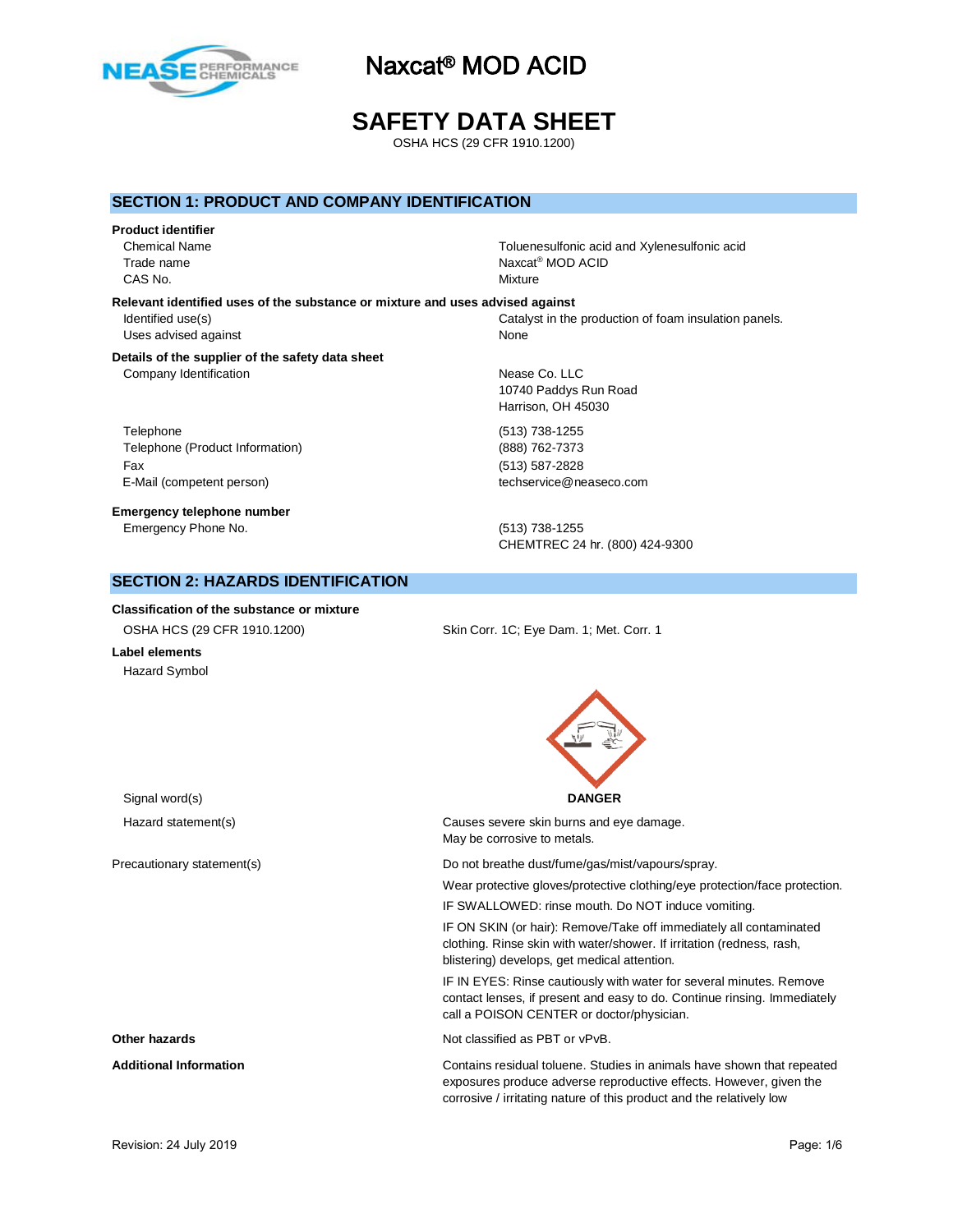# Naxcat® MOD ACID

# SAFETY DATA SHEET

OSHA HCS (29 CFR 1910.1200)

## SECTION 1: PRODUCT AND COMPANY IDENTIFICATION

**Product identifier**

| | |
|---|---|
| Chemical Name | Toluenesulfonic acid and Xylenesulfonic acid |
| Trade name | Naxcat® MOD ACID |
| CAS No. | Mixture |

**Relevant identified uses of the substance or mixture and uses advised against**

| | |
|---|---|
| Identified use(s) | Catalyst in the production of foam insulation panels. |
| Uses advised against | None |

**Details of the supplier of the safety data sheet**

| | |
|---|---|
| Company Identification | Nease Co. LLC<br>10740 Paddys Run Road<br>Harrison, OH 45030 |
| Telephone | (513) 738-1255 |
| Telephone (Product Information) | (888) 762-7373 |
| Fax | (513) 587-2828 |
| E-Mail (competent person) | techservice@neaseco.com |

**Emergency telephone number**

| | |
|---|---|
| Emergency Phone No. | (513) 738-1255<br>CHEMTREC 24 hr. (800) 424-9300 |

## SECTION 2: HAZARDS IDENTIFICATION

**Classification of the substance or mixture**

| | |
|---|---|
| OSHA HCS (29 CFR 1910.1200) | Skin Corr. 1C; Eye Dam. 1; Met. Corr. 1 |

**Label elements**

Hazard Symbol

Signal word(s): **DANGER**

Hazard statement(s):
Causes severe skin burns and eye damage.
May be corrosive to metals.

Precautionary statement(s):

Do not breathe dust/fume/gas/mist/vapours/spray.

Wear protective gloves/protective clothing/eye protection/face protection.

IF SWALLOWED: rinse mouth. Do NOT induce vomiting.

IF ON SKIN (or hair): Remove/Take off immediately all contaminated clothing. Rinse skin with water/shower. If irritation (redness, rash, blistering) develops, get medical attention.

IF IN EYES: Rinse cautiously with water for several minutes. Remove contact lenses, if present and easy to do. Continue rinsing. Immediately call a POISON CENTER or doctor/physician.

**Other hazards**: Not classified as PBT or vPvB.

**Additional Information**: Contains residual toluene. Studies in animals have shown that repeated exposures produce adverse reproductive effects. However, given the corrosive / irritating nature of this product and the relatively low

Revision: 24 July 2019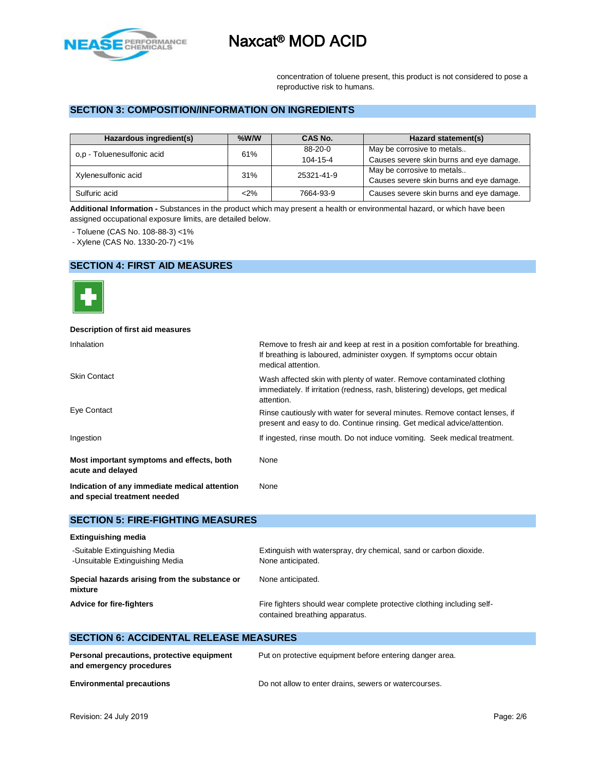concentration of toluene present, this product is not considered to pose a reproductive risk to humans.

## SECTION 3: COMPOSITION/INFORMATION ON INGREDIENTS

| Hazardous ingredient(s) | %W/W | CAS No. | Hazard statement(s) |
|---|---|---|---|
| o,p - Toluenesulfonic acid | 61% | 88-20-0<br>104-15-4 | May be corrosive to metals..<br>Causes severe skin burns and eye damage. |
| Xylenesulfonic acid | 31% | 25321-41-9 | May be corrosive to metals..<br>Causes severe skin burns and eye damage. |
| Sulfuric acid | <2% | 7664-93-9 | Causes severe skin burns and eye damage. |

**Additional Information -** Substances in the product which may present a health or environmental hazard, or which have been assigned occupational exposure limits, are detailed below.

- Toluene (CAS No. 108-88-3) <1%
- Xylene (CAS No. 1330-20-7) <1%

## SECTION 4: FIRST AID MEASURES

**Description of first aid measures**

| | |
|---|---|
| Inhalation | Remove to fresh air and keep at rest in a position comfortable for breathing. If breathing is laboured, administer oxygen. If symptoms occur obtain medical attention. |
| Skin Contact | Wash affected skin with plenty of water. Remove contaminated clothing immediately. If irritation (redness, rash, blistering) develops, get medical attention. |
| Eye Contact | Rinse cautiously with water for several minutes. Remove contact lenses, if present and easy to do. Continue rinsing. Get medical advice/attention. |
| Ingestion | If ingested, rinse mouth. Do not induce vomiting. Seek medical treatment. |
| **Most important symptoms and effects, both acute and delayed** | None |
| **Indication of any immediate medical attention and special treatment needed** | None |

## SECTION 5: FIRE-FIGHTING MEASURES

**Extinguishing media**

| | |
|---|---|
| -Suitable Extinguishing Media | Extinguish with waterspray, dry chemical, sand or carbon dioxide. |
| -Unsuitable Extinguishing Media | None anticipated. |
| **Special hazards arising from the substance or mixture** | None anticipated. |
| **Advice for fire-fighters** | Fire fighters should wear complete protective clothing including self-contained breathing apparatus. |

## SECTION 6: ACCIDENTAL RELEASE MEASURES

| | |
|---|---|
| **Personal precautions, protective equipment and emergency procedures** | Put on protective equipment before entering danger area. |
| **Environmental precautions** | Do not allow to enter drains, sewers or watercourses. |

Revision: 24 July 2019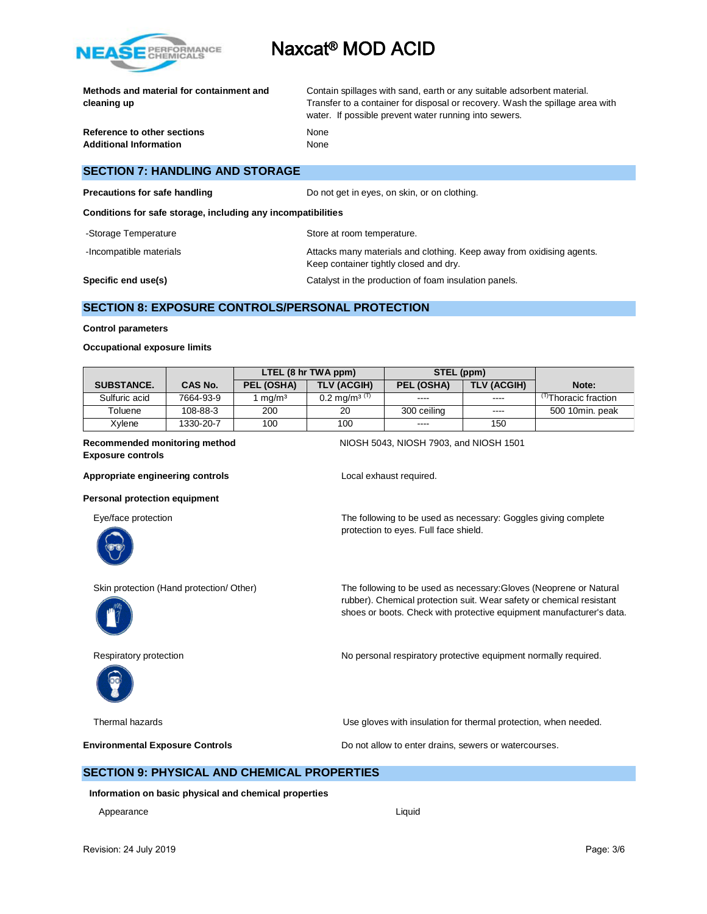**Methods and material for containment and cleaning up** — Contain spillages with sand, earth or any suitable adsorbent material. Transfer to a container for disposal or recovery. Wash the spillage area with water. If possible prevent water running into sewers.

**Reference to other sections** — None

**Additional Information** — None

## SECTION 7: HANDLING AND STORAGE

**Precautions for safe handling** — Do not get in eyes, on skin, or on clothing.

**Conditions for safe storage, including any incompatibilities**

-Storage Temperature — Store at room temperature.

-Incompatible materials — Attacks many materials and clothing. Keep away from oxidising agents. Keep container tightly closed and dry.

**Specific end use(s)** — Catalyst in the production of foam insulation panels.

## SECTION 8: EXPOSURE CONTROLS/PERSONAL PROTECTION

**Control parameters**

**Occupational exposure limits**

| SUBSTANCE. | CAS No. | LTEL (8 hr TWA ppm) | | STEL (ppm) | | Note: |
|---|---|---|---|---|---|---|
| | | PEL (OSHA) | TLV (ACGIH) | PEL (OSHA) | TLV (ACGIH) | |
| Sulfuric acid | 7664-93-9 | 1 mg/m³ | 0.2 mg/m³ (T) | ---- | ---- | (T)Thoracic fraction |
| Toluene | 108-88-3 | 200 | 20 | 300 ceiling | ---- | 500 10min. peak |
| Xylene | 1330-20-7 | 100 | 100 | ---- | 150 | |

**Recommended monitoring method** — NIOSH 5043, NIOSH 7903, and NIOSH 1501

**Exposure controls**

**Appropriate engineering controls** — Local exhaust required.

**Personal protection equipment**

Eye/face protection — The following to be used as necessary: Goggles giving complete protection to eyes. Full face shield.

Skin protection (Hand protection/ Other) — The following to be used as necessary:Gloves (Neoprene or Natural rubber). Chemical protection suit. Wear safety or chemical resistant shoes or boots. Check with protective equipment manufacturer's data.

Respiratory protection — No personal respiratory protective equipment normally required.

Thermal hazards — Use gloves with insulation for thermal protection, when needed.

**Environmental Exposure Controls** — Do not allow to enter drains, sewers or watercourses.

## SECTION 9: PHYSICAL AND CHEMICAL PROPERTIES

**Information on basic physical and chemical properties**

Appearance — Liquid

Revision: 24 July 2019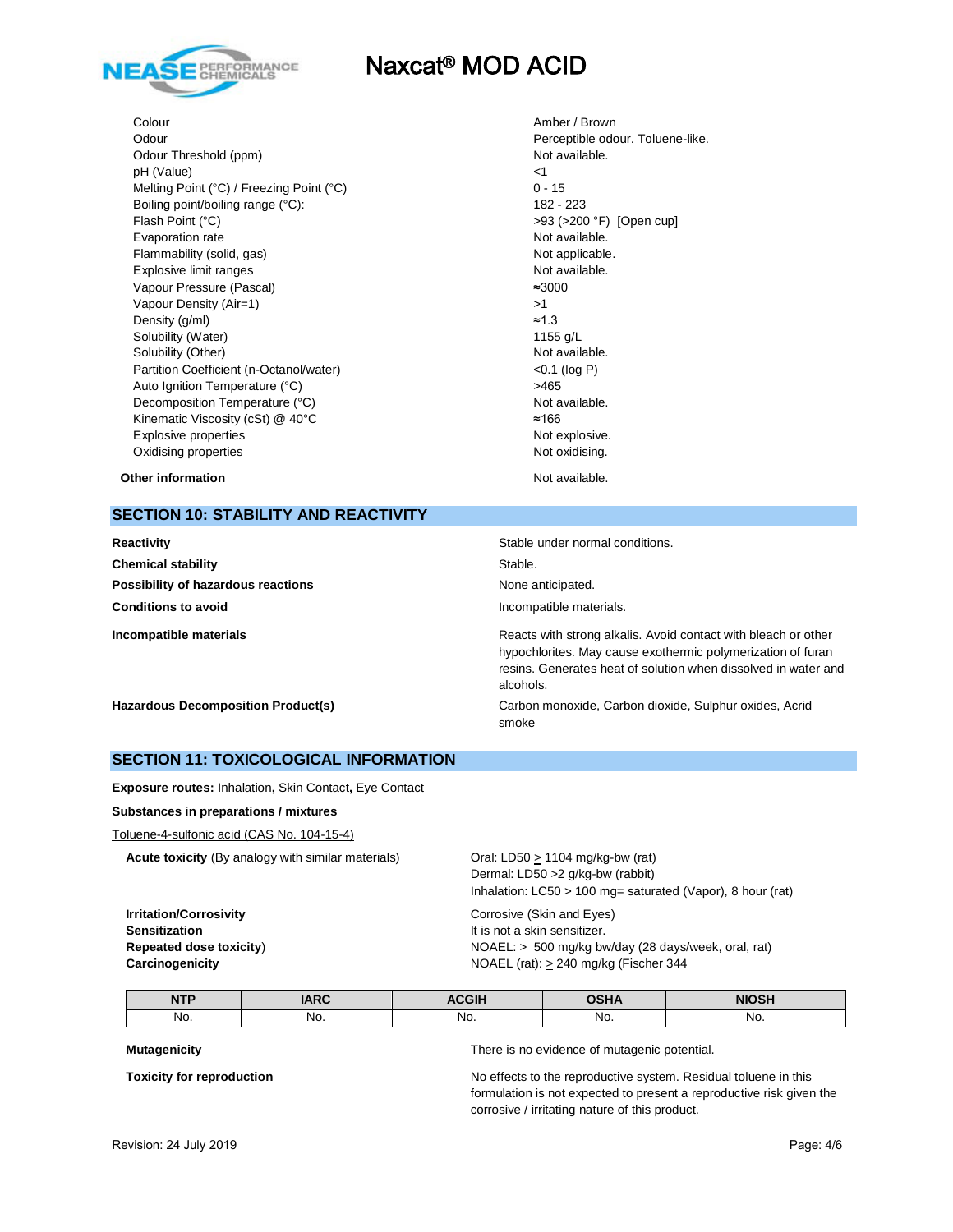| | |
|---|---|
| Colour | Amber / Brown |
| Odour | Perceptible odour. Toluene-like. |
| Odour Threshold (ppm) | Not available. |
| pH (Value) | <1 |
| Melting Point (°C) / Freezing Point (°C) | 0 - 15 |
| Boiling point/boiling range (°C): | 182 - 223 |
| Flash Point (°C) | >93 (>200 °F) [Open cup] |
| Evaporation rate | Not available. |
| Flammability (solid, gas) | Not applicable. |
| Explosive limit ranges | Not available. |
| Vapour Pressure (Pascal) | ≈3000 |
| Vapour Density (Air=1) | >1 |
| Density (g/ml) | ≈1.3 |
| Solubility (Water) | 1155 g/L |
| Solubility (Other) | Not available. |
| Partition Coefficient (n-Octanol/water) | <0.1 (log P) |
| Auto Ignition Temperature (°C) | >465 |
| Decomposition Temperature (°C) | Not available. |
| Kinematic Viscosity (cSt) @ 40°C | ≈166 |
| Explosive properties | Not explosive. |
| Oxidising properties | Not oxidising. |

**Other information** Not available.

## SECTION 10: STABILITY AND REACTIVITY

**Reactivity** Stable under normal conditions.

**Chemical stability** Stable.

**Possibility of hazardous reactions** None anticipated.

**Conditions to avoid** Incompatible materials.

**Incompatible materials** Reacts with strong alkalis. Avoid contact with bleach or other hypochlorites. May cause exothermic polymerization of furan resins. Generates heat of solution when dissolved in water and alcohols.

**Hazardous Decomposition Product(s)** Carbon monoxide, Carbon dioxide, Sulphur oxides, Acrid smoke

## SECTION 11: TOXICOLOGICAL INFORMATION

**Exposure routes:** Inhalation**,** Skin Contact**,** Eye Contact

**Substances in preparations / mixtures**

Toluene-4-sulfonic acid (CAS No. 104-15-4)

**Acute toxicity** (By analogy with similar materials)
Oral: LD50 ≥ 1104 mg/kg-bw (rat)
Dermal: LD50 >2 g/kg-bw (rabbit)
Inhalation: LC50 > 100 mg= saturated (Vapor), 8 hour (rat)

**Irritation/Corrosivity** Corrosive (Skin and Eyes)

**Sensitization** It is not a skin sensitizer.

**Repeated dose toxicity)** NOAEL: > 500 mg/kg bw/day (28 days/week, oral, rat)

**Carcinogenicity** NOAEL (rat): ≥ 240 mg/kg (Fischer 344

| NTP | IARC | ACGIH | OSHA | NIOSH |
|---|---|---|---|---|
| No. | No. | No. | No. | No. |

**Mutagenicity** There is no evidence of mutagenic potential.

**Toxicity for reproduction** No effects to the reproductive system. Residual toluene in this formulation is not expected to present a reproductive risk given the corrosive / irritating nature of this product.

Revision: 24 July 2019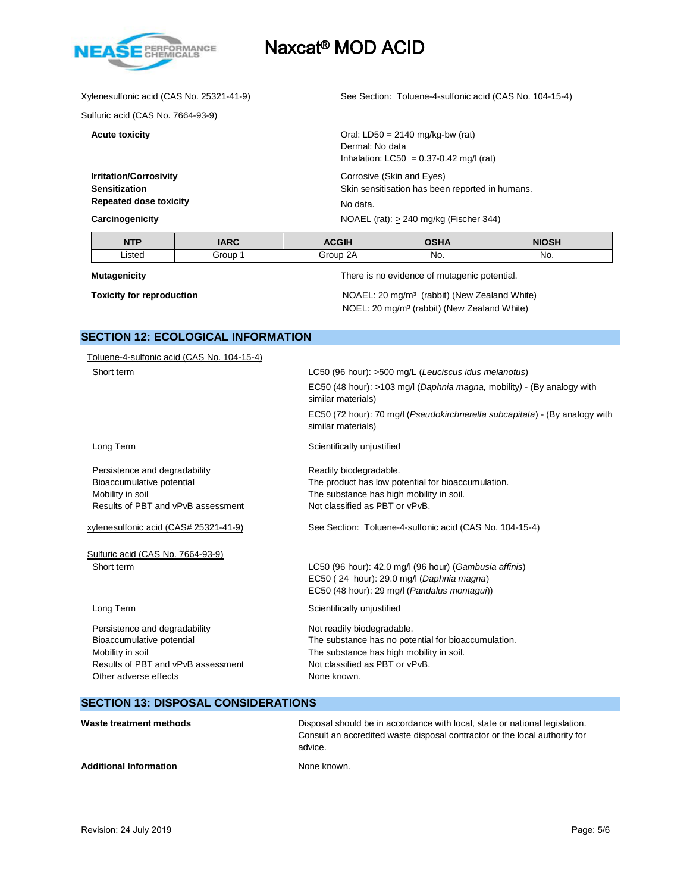Xylenesulfonic acid (CAS No. 25321-41-9) — See Section: Toluene-4-sulfonic acid (CAS No. 104-15-4)

Sulfuric acid (CAS No. 7664-93-9)

**Acute toxicity**
Oral: LD50 = 2140 mg/kg-bw (rat)
Dermal: No data
Inhalation: LC50 = 0.37-0.42 mg/l (rat)

**Irritation/Corrosivity** — Corrosive (Skin and Eyes)

**Sensitization** — Skin sensitisation has been reported in humans.

**Repeated dose toxicity** — No data.

**Carcinogenicity** — NOAEL (rat): ≥ 240 mg/kg (Fischer 344)

| NTP | IARC | ACGIH | OSHA | NIOSH |
|---|---|---|---|---|
| Listed | Group 1 | Group 2A | No. | No. |

**Mutagenicity** — There is no evidence of mutagenic potential.

**Toxicity for reproduction**
NOAEL: 20 mg/m³ (rabbit) (New Zealand White)
NOEL: 20 mg/m³ (rabbit) (New Zealand White)

## SECTION 12: ECOLOGICAL INFORMATION

Toluene-4-sulfonic acid (CAS No. 104-15-4)

Short term
- LC50 (96 hour): >500 mg/L (*Leuciscus idus melanotus*)
- EC50 (48 hour): >103 mg/l (*Daphnia magna,* mobility) - (By analogy with similar materials)
- EC50 (72 hour): 70 mg/l (*Pseudokirchnerella subcapitata*) - (By analogy with similar materials)

Long Term — Scientifically unjustified

Persistence and degradability — Readily biodegradable.
Bioaccumulative potential — The product has low potential for bioaccumulation.
Mobility in soil — The substance has high mobility in soil.
Results of PBT and vPvB assessment — Not classified as PBT or vPvB.

xylenesulfonic acid (CAS# 25321-41-9) — See Section: Toluene-4-sulfonic acid (CAS No. 104-15-4)

Sulfuric acid (CAS No. 7664-93-9)

Short term
- LC50 (96 hour): 42.0 mg/l (96 hour) (*Gambusia affinis*)
- EC50 ( 24 hour): 29.0 mg/l (*Daphnia magna*)
- EC50 (48 hour): 29 mg/l (*Pandalus montagui*))

Long Term — Scientifically unjustified

Persistence and degradability — Not readily biodegradable.
Bioaccumulative potential — The substance has no potential for bioaccumulation.
Mobility in soil — The substance has high mobility in soil.
Results of PBT and vPvB assessment — Not classified as PBT or vPvB.
Other adverse effects — None known.

## SECTION 13: DISPOSAL CONSIDERATIONS

**Waste treatment methods** — Disposal should be in accordance with local, state or national legislation. Consult an accredited waste disposal contractor or the local authority for advice.

**Additional Information** — None known.

Revision: 24 July 2019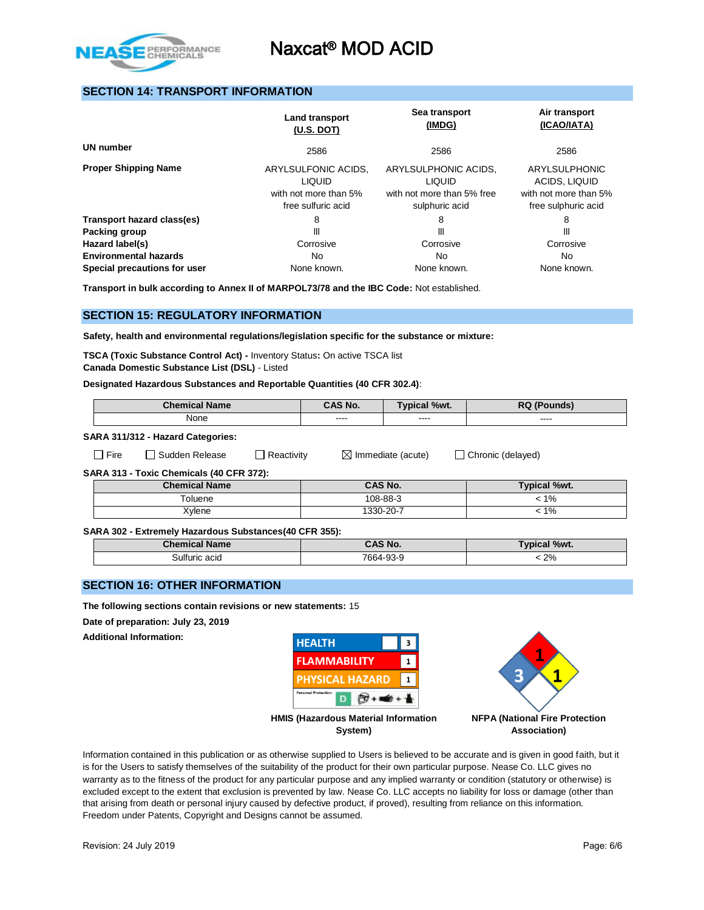Naxcat® MOD ACID

## SECTION 14: TRANSPORT INFORMATION

| | Land transport (U.S. DOT) | Sea transport (IMDG) | Air transport (ICAO/IATA) |
|---|---|---|---|
| **UN number** | 2586 | 2586 | 2586 |
| **Proper Shipping Name** | ARYLSULFONIC ACIDS, LIQUID with not more than 5% free sulfuric acid | ARYLSULPHONIC ACIDS, LIQUID with not more than 5% free sulphuric acid | ARYLSULPHONIC ACIDS, LIQUID with not more than 5% free sulphuric acid |
| **Transport hazard class(es)** | 8 | 8 | 8 |
| **Packing group** | III | III | III |
| **Hazard label(s)** | Corrosive | Corrosive | Corrosive |
| **Environmental hazards** | No | No | No |
| **Special precautions for user** | None known. | None known. | None known. |

**Transport in bulk according to Annex II of MARPOL73/78 and the IBC Code:** Not established.

## SECTION 15: REGULATORY INFORMATION

**Safety, health and environmental regulations/legislation specific for the substance or mixture:**

**TSCA (Toxic Substance Control Act) -** Inventory Status**:** On active TSCA list
**Canada Domestic Substance List (DSL)** - Listed

**Designated Hazardous Substances and Reportable Quantities (40 CFR 302.4)**:

| Chemical Name | CAS No. | Typical %wt. | RQ (Pounds) |
|---|---|---|---|
| None | ---- | ---- | ---- |

**SARA 311/312 - Hazard Categories:**

☐ Fire ☐ Sudden Release ☐ Reactivity ☒ Immediate (acute) ☐ Chronic (delayed)

**SARA 313 - Toxic Chemicals (40 CFR 372):**

| Chemical Name | CAS No. | Typical %wt. |
|---|---|---|
| Toluene | 108-88-3 | < 1% |
| Xylene | 1330-20-7 | < 1% |

**SARA 302 - Extremely Hazardous Substances(40 CFR 355):**

| Chemical Name | CAS No. | Typical %wt. |
|---|---|---|
| Sulfuric acid | 7664-93-9 | < 2% |

## SECTION 16: OTHER INFORMATION

**The following sections contain revisions or new statements:** 15

**Date of preparation: July 23, 2019**

**Additional Information:**

HEALTH 3
FLAMMABILITY 1
PHYSICAL HAZARD 1
Personal Protection D

**HMIS (Hazardous Material Information System)**

3 1 1

**NFPA (National Fire Protection Association)**

Information contained in this publication or as otherwise supplied to Users is believed to be accurate and is given in good faith, but it is for the Users to satisfy themselves of the suitability of the product for their own particular purpose. Nease Co. LLC gives no warranty as to the fitness of the product for any particular purpose and any implied warranty or condition (statutory or otherwise) is excluded except to the extent that exclusion is prevented by law. Nease Co. LLC accepts no liability for loss or damage (other than that arising from death or personal injury caused by defective product, if proved), resulting from reliance on this information. Freedom under Patents, Copyright and Designs cannot be assumed.

Revision: 24 July 2019